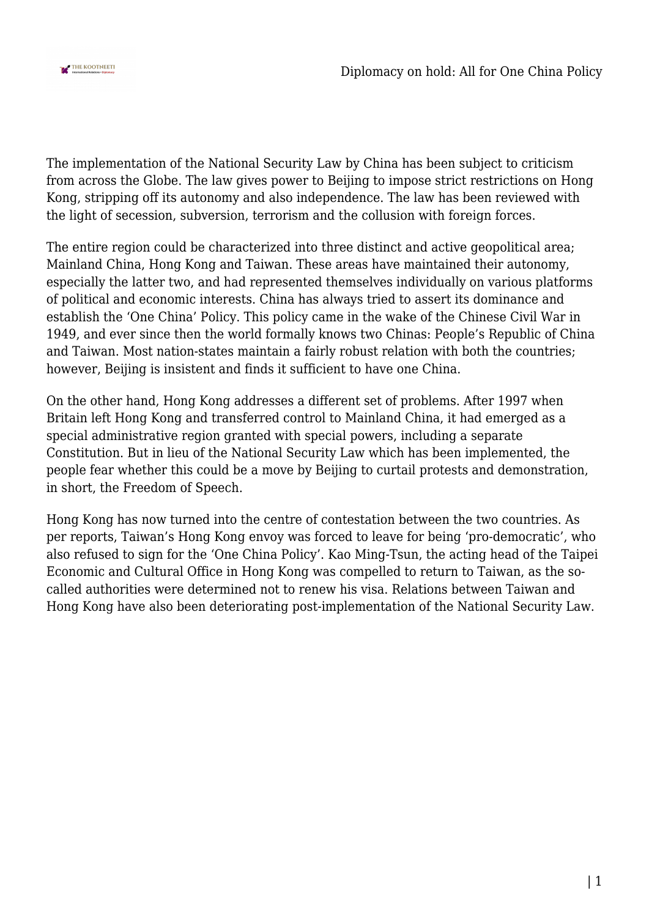The implementation of the National Security Law by China has been subject to criticism from across the Globe. The law gives power to Beijing to impose strict restrictions on Hong Kong, stripping off its autonomy and also independence. The law has been reviewed with the light of secession, subversion, terrorism and the collusion with foreign forces.

The entire region could be characterized into three distinct and active geopolitical area; Mainland China, Hong Kong and Taiwan. These areas have maintained their autonomy, especially the latter two, and had represented themselves individually on various platforms of political and economic interests. China has always tried to assert its dominance and establish the 'One China' Policy. This policy came in the wake of the Chinese Civil War in 1949, and ever since then the world formally knows two Chinas: People's Republic of China and Taiwan. Most nation-states maintain a fairly robust relation with both the countries; however, Beijing is insistent and finds it sufficient to have one China.

On the other hand, Hong Kong addresses a different set of problems. After 1997 when Britain left Hong Kong and transferred control to Mainland China, it had emerged as a special administrative region granted with special powers, including a separate Constitution. But in lieu of the National Security Law which has been implemented, the people fear whether this could be a move by Beijing to curtail protests and demonstration, in short, the Freedom of Speech.

Hong Kong has now turned into the centre of contestation between the two countries. As per reports, Taiwan's Hong Kong envoy was forced to leave for being 'pro-democratic', who also refused to sign for the 'One China Policy'. Kao Ming-Tsun, the acting head of the Taipei Economic and Cultural Office in Hong Kong was compelled to return to Taiwan, as the so-called authorities were determined not to renew his visa. Relations between Taiwan and Hong Kong have also been deteriorating post-implementation of the National Security Law.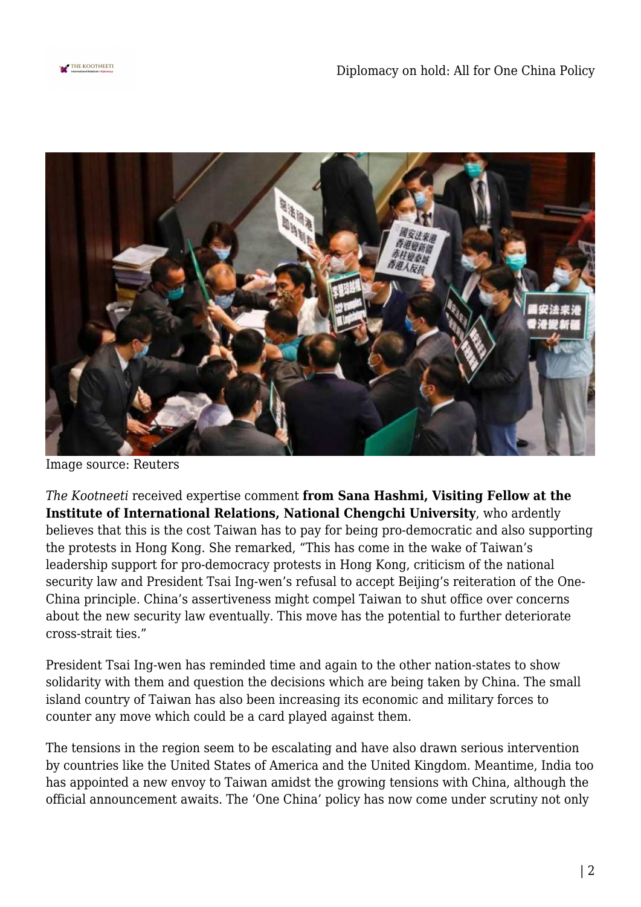Image source: Reuters

*The Kootneeti* received expertise comment **from Sana Hashmi, Visiting Fellow at the Institute of International Relations, National Chengchi University**, who ardently believes that this is the cost Taiwan has to pay for being pro-democratic and also supporting the protests in Hong Kong. She remarked, "This has come in the wake of Taiwan's leadership support for pro-democracy protests in Hong Kong, criticism of the national security law and President Tsai Ing-wen's refusal to accept Beijing's reiteration of the One-China principle. China's assertiveness might compel Taiwan to shut office over concerns about the new security law eventually. This move has the potential to further deteriorate cross-strait ties."

President Tsai Ing-wen has reminded time and again to the other nation-states to show solidarity with them and question the decisions which are being taken by China. The small island country of Taiwan has also been increasing its economic and military forces to counter any move which could be a card played against them.

The tensions in the region seem to be escalating and have also drawn serious intervention by countries like the United States of America and the United Kingdom. Meantime, India too has appointed a new envoy to Taiwan amidst the growing tensions with China, although the official announcement awaits. The 'One China' policy has now come under scrutiny not only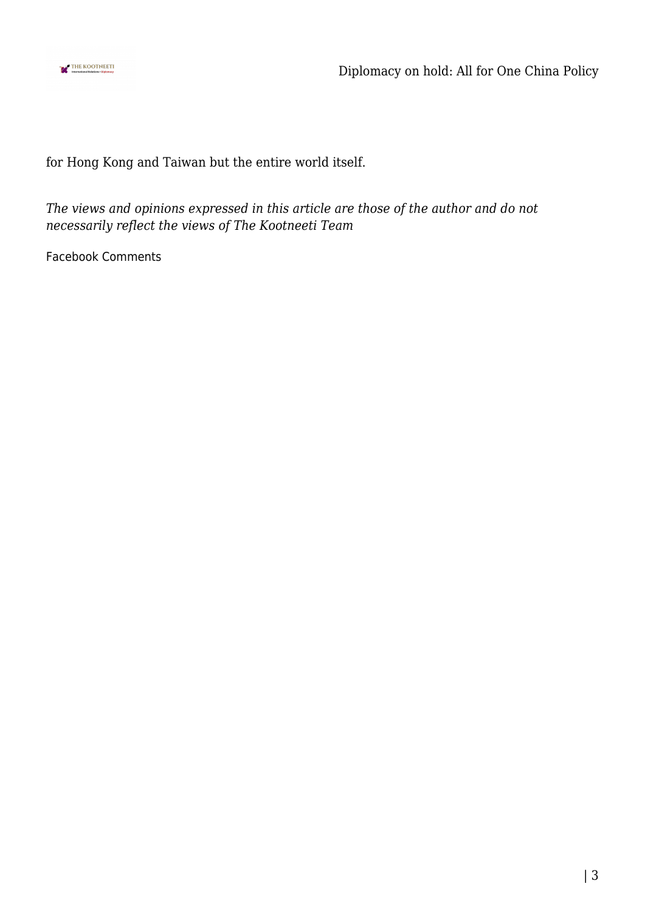for Hong Kong and Taiwan but the entire world itself.

*The views and opinions expressed in this article are those of the author and do not necessarily reflect the views of The Kootneeti Team*

Facebook Comments